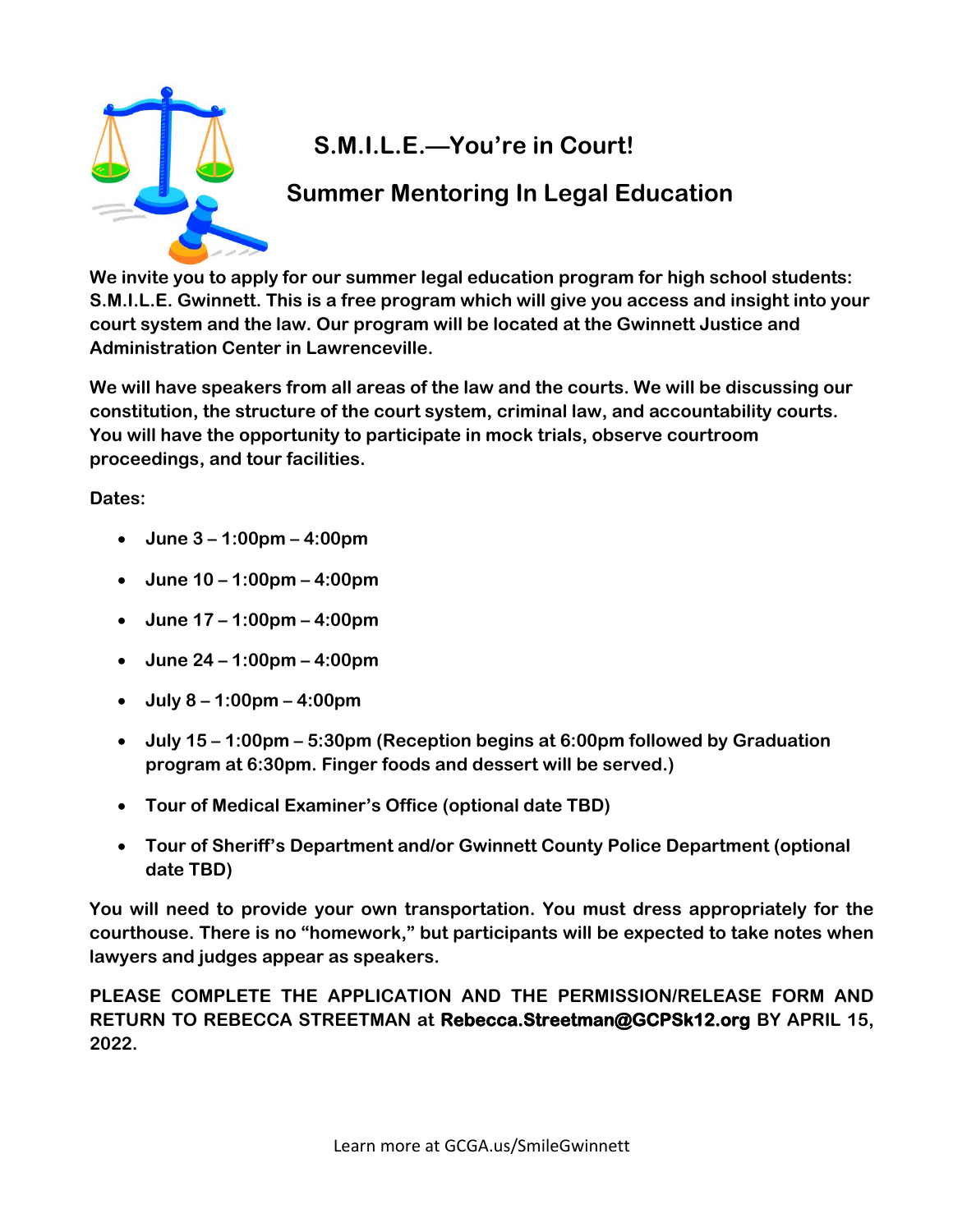# S.M.I.L.E.—You're in Court!

## Summer Mentoring In Legal Education

**We invite you to apply for our summer legal education program for high school students: S.M.I.L.E. Gwinnett. This is a free program which will give you access and insight into your court system and the law. Our program will be located at the Gwinnett Justice and Administration Center in Lawrenceville.**

**We will have speakers from all areas of the law and the courts. We will be discussing our constitution, the structure of the court system, criminal law, and accountability courts. You will have the opportunity to participate in mock trials, observe courtroom proceedings, and tour facilities.**

**Dates:**

- **June 3 – 1:00pm – 4:00pm**
- **June 10 – 1:00pm – 4:00pm**
- **June 17 – 1:00pm – 4:00pm**
- **June 24 – 1:00pm – 4:00pm**
- **July 8 – 1:00pm – 4:00pm**
- **July 15 – 1:00pm – 5:30pm (Reception begins at 6:00pm followed by Graduation program at 6:30pm. Finger foods and dessert will be served.)**
- **Tour of Medical Examiner's Office (optional date TBD)**
- **Tour of Sheriff's Department and/or Gwinnett County Police Department (optional date TBD)**

**You will need to provide your own transportation. You must dress appropriately for the courthouse. There is no "homework," but participants will be expected to take notes when lawyers and judges appear as speakers.**

**PLEASE COMPLETE THE APPLICATION AND THE PERMISSION/RELEASE FORM AND RETURN TO REBECCA STREETMAN at Rebecca.Streetman@GCPSk12.org BY APRIL 15, 2022.**

Learn more at GCGA.us/SmileGwinnett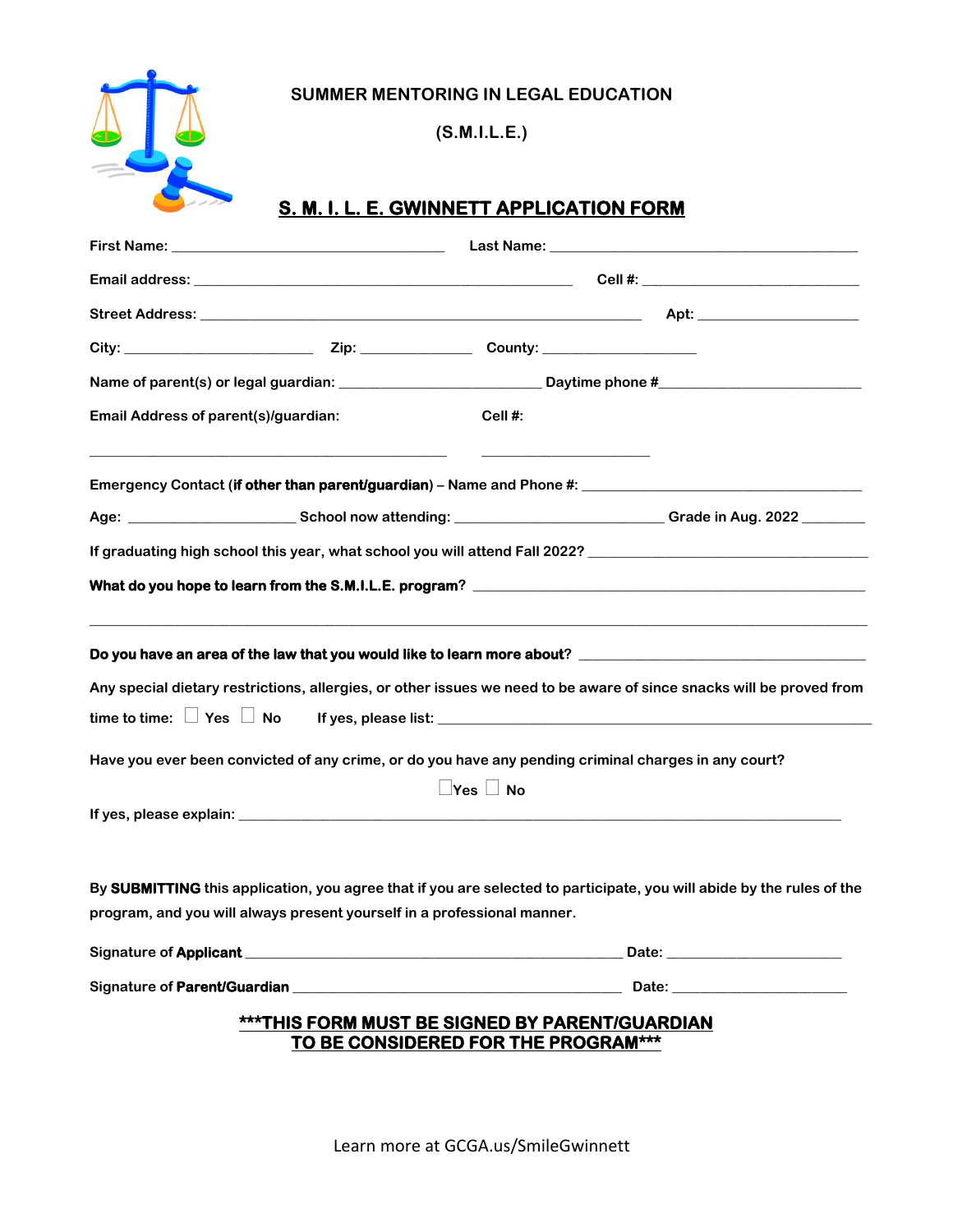# SUMMER MENTORING IN LEGAL EDUCATION

# (S.M.I.L.E.)

## S. M. I. L. E. GWINNETT APPLICATION FORM

First Name: ______________________________ Last Name: ______________________________

Email address: ______________________________ Cell #: ______________________________

Street Address: ______________________________ Apt: ______________________________

City: ____________________ Zip: ______________ County: ____________________

Name of parent(s) or legal guardian: ____________________ Daytime phone #____________________

Email Address of parent(s)/guardian: Cell #:

______________________________ ____________________

Emergency Contact (**if other than parent/guardian**) – Name and Phone #: ______________________________

Age: ____________________ School now attending: ____________________ Grade in Aug. 2022 ________

If graduating high school this year, what school you will attend Fall 2022? ______________________________

**What do you hope to learn from the S.M.I.L.E. program**? ______________________________

______________________________________________________________________________

**Do you have an area of the law that you would like to learn more about**? ______________________________

Any special dietary restrictions, allergies, or other issues we need to be aware of since snacks will be proved from time to time: ☐ Yes ☐ No If yes, please list: ______________________________

Have you ever been convicted of any crime, or do you have any pending criminal charges in any court?

☐Yes ☐ No

If yes, please explain: ______________________________________________________________________________

By **SUBMITTING** this application, you agree that if you are selected to participate, you will abide by the rules of the program, and you will always present yourself in a professional manner.

Signature of **Applicant** ______________________________ Date: ____________________

Signature of **Parent/Guardian** ______________________________ Date: ____________________

**\*\*\*THIS FORM MUST BE SIGNED BY PARENT/GUARDIAN TO BE CONSIDERED FOR THE PROGRAM\*\*\***

Learn more at GCGA.us/SmileGwinnett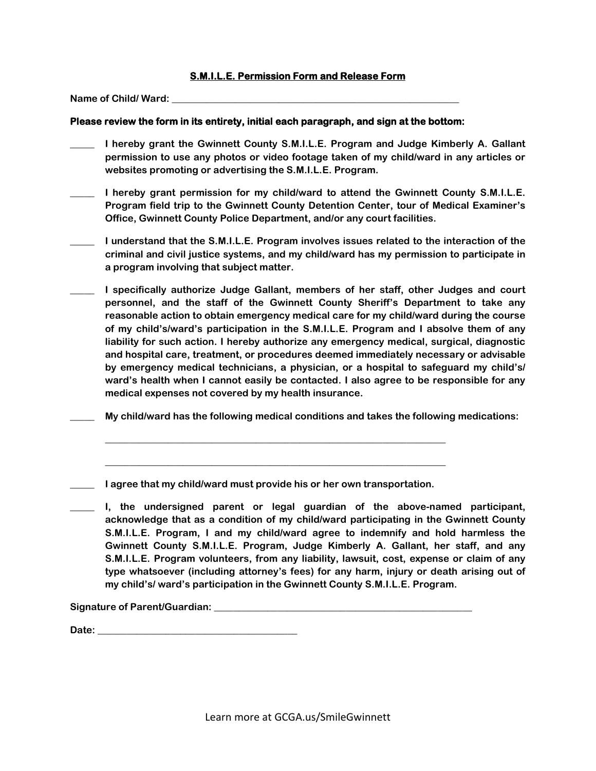## S.M.I.L.E. Permission Form and Release Form

**Name of Child/ Ward:** ____________________________________________________________

**Please review the form in its entirety, initial each paragraph, and sign at the bottom:**

_____ **I hereby grant the Gwinnett County S.M.I.L.E. Program and Judge Kimberly A. Gallant permission to use any photos or video footage taken of my child/ward in any articles or websites promoting or advertising the S.M.I.L.E. Program.**

_____ **I hereby grant permission for my child/ward to attend the Gwinnett County S.M.I.L.E. Program field trip to the Gwinnett County Detention Center, tour of Medical Examiner's Office, Gwinnett County Police Department, and/or any court facilities.**

_____ **I understand that the S.M.I.L.E. Program involves issues related to the interaction of the criminal and civil justice systems, and my child/ward has my permission to participate in a program involving that subject matter.**

_____ **I specifically authorize Judge Gallant, members of her staff, other Judges and court personnel, and the staff of the Gwinnett County Sheriff's Department to take any reasonable action to obtain emergency medical care for my child/ward during the course of my child's/ward's participation in the S.M.I.L.E. Program and I absolve them of any liability for such action. I hereby authorize any emergency medical, surgical, diagnostic and hospital care, treatment, or procedures deemed immediately necessary or advisable by emergency medical technicians, a physician, or a hospital to safeguard my child's/ ward's health when I cannot easily be contacted. I also agree to be responsible for any medical expenses not covered by my health insurance.**

_____ **My child/ward has the following medical conditions and takes the following medications:**

______________________________________________________________________

______________________________________________________________________

_____ **I agree that my child/ward must provide his or her own transportation.**

_____ **I, the undersigned parent or legal guardian of the above-named participant, acknowledge that as a condition of my child/ward participating in the Gwinnett County S.M.I.L.E. Program, I and my child/ward agree to indemnify and hold harmless the Gwinnett County S.M.I.L.E. Program, Judge Kimberly A. Gallant, her staff, and any S.M.I.L.E. Program volunteers, from any liability, lawsuit, cost, expense or claim of any type whatsoever (including attorney's fees) for any harm, injury or death arising out of my child's/ ward's participation in the Gwinnett County S.M.I.L.E. Program.**

**Signature of Parent/Guardian:** ______________________________________________________

**Date:** ________________________________________

Learn more at GCGA.us/SmileGwinnett